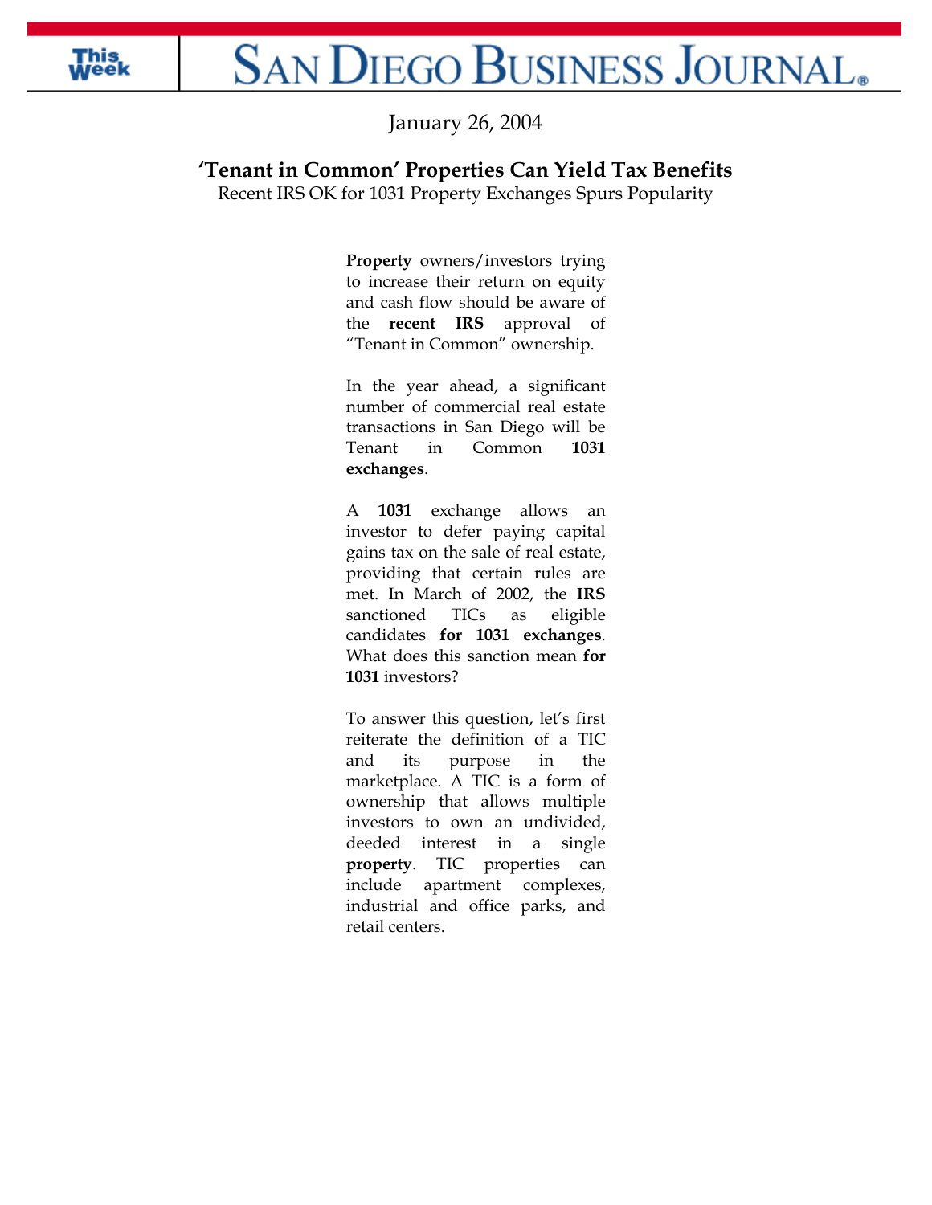San Diego Business Journal

January 26, 2004

# 'Tenant in Common' Properties Can Yield Tax Benefits

Recent IRS OK for 1031 Property Exchanges Spurs Popularity

**Property** owners/investors trying to increase their return on equity and cash flow should be aware of the **recent IRS** approval of "Tenant in Common" ownership.

In the year ahead, a significant number of commercial real estate transactions in San Diego will be Tenant in Common **1031 exchanges**.

A **1031** exchange allows an investor to defer paying capital gains tax on the sale of real estate, providing that certain rules are met. In March of 2002, the **IRS** sanctioned TICs as eligible candidates **for 1031 exchanges**. What does this sanction mean **for 1031** investors?

To answer this question, let's first reiterate the definition of a TIC and its purpose in the marketplace. A TIC is a form of ownership that allows multiple investors to own an undivided, deeded interest in a single **property**. TIC properties can include apartment complexes, industrial and office parks, and retail centers.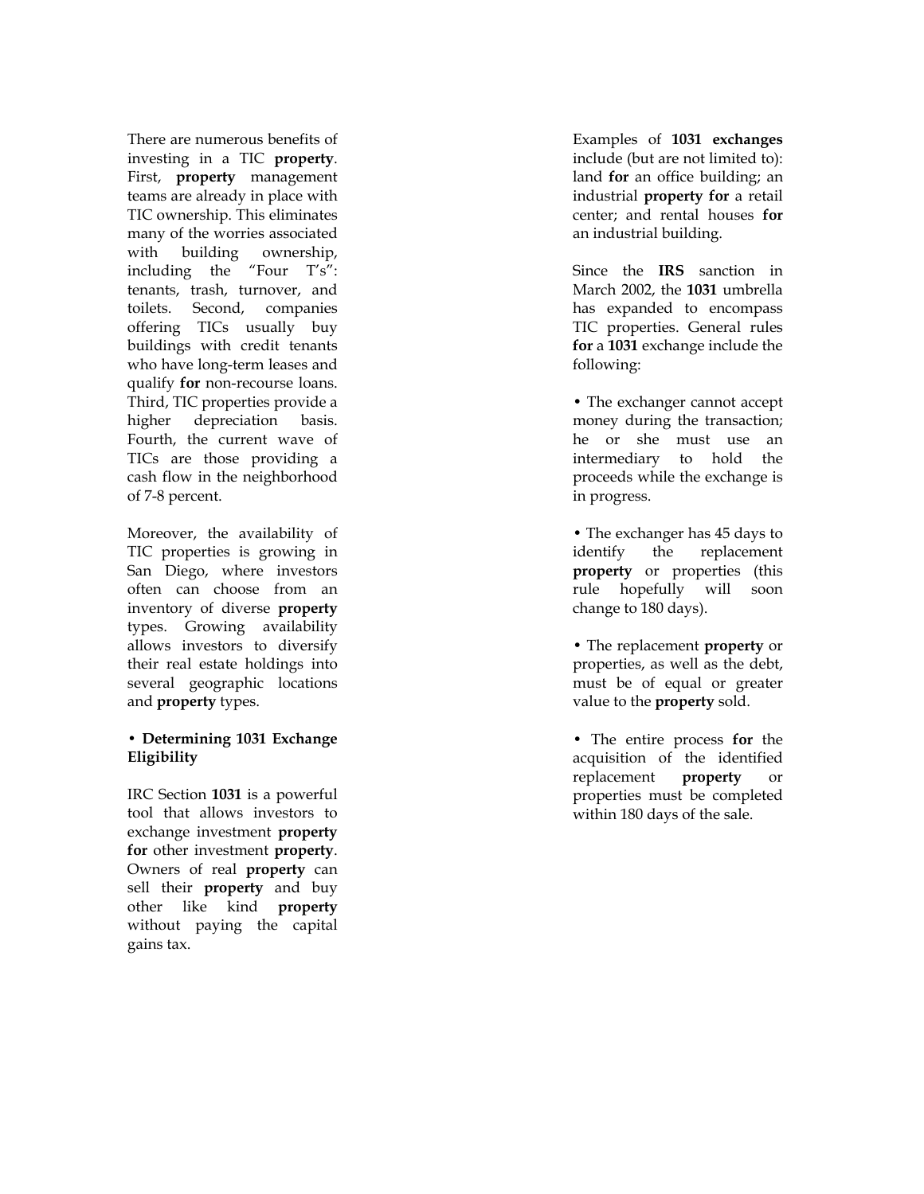There are numerous benefits of investing in a TIC **property**. First, **property** management teams are already in place with TIC ownership. This eliminates many of the worries associated with building ownership, including the "Four T's": tenants, trash, turnover, and toilets. Second, companies offering TICs usually buy buildings with credit tenants who have long-term leases and qualify **for** non-recourse loans. Third, TIC properties provide a higher depreciation basis. Fourth, the current wave of TICs are those providing a cash flow in the neighborhood of 7-8 percent.

Moreover, the availability of TIC properties is growing in San Diego, where investors often can choose from an inventory of diverse **property** types. Growing availability allows investors to diversify their real estate holdings into several geographic locations and **property** types.

**• Determining 1031 Exchange Eligibility**

IRC Section **1031** is a powerful tool that allows investors to exchange investment **property for** other investment **property**. Owners of real **property** can sell their **property** and buy other like kind **property** without paying the capital gains tax.

Examples of **1031 exchanges** include (but are not limited to): land **for** an office building; an industrial **property for** a retail center; and rental houses **for** an industrial building.

Since the **IRS** sanction in March 2002, the **1031** umbrella has expanded to encompass TIC properties. General rules **for** a **1031** exchange include the following:

- The exchanger cannot accept money during the transaction; he or she must use an intermediary to hold the proceeds while the exchange is in progress.

- The exchanger has 45 days to identify the replacement **property** or properties (this rule hopefully will soon change to 180 days).

- The replacement **property** or properties, as well as the debt, must be of equal or greater value to the **property** sold.

- The entire process **for** the acquisition of the identified replacement **property** or properties must be completed within 180 days of the sale.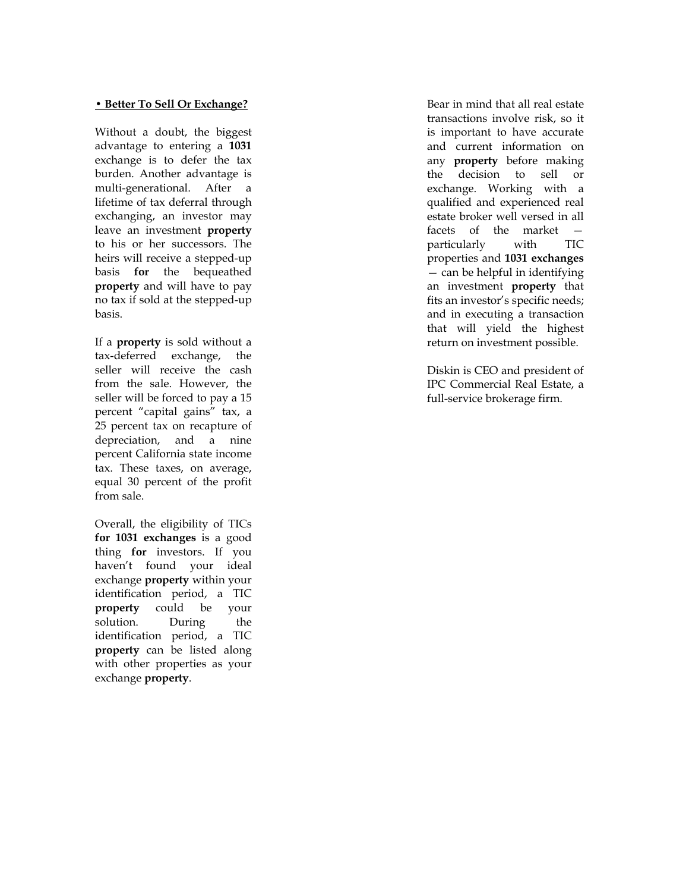**• Better To Sell Or Exchange?**

Without a doubt, the biggest advantage to entering a **1031** exchange is to defer the tax burden. Another advantage is multi-generational. After a lifetime of tax deferral through exchanging, an investor may leave an investment **property** to his or her successors. The heirs will receive a stepped-up basis **for** the bequeathed **property** and will have to pay no tax if sold at the stepped-up basis.

If a **property** is sold without a tax-deferred exchange, the seller will receive the cash from the sale. However, the seller will be forced to pay a 15 percent "capital gains" tax, a 25 percent tax on recapture of depreciation, and a nine percent California state income tax. These taxes, on average, equal 30 percent of the profit from sale.

Overall, the eligibility of TICs **for 1031 exchanges** is a good thing **for** investors. If you haven't found your ideal exchange **property** within your identification period, a TIC **property** could be your solution. During the identification period, a TIC **property** can be listed along with other properties as your exchange **property**.

Bear in mind that all real estate transactions involve risk, so it is important to have accurate and current information on any **property** before making the decision to sell or exchange. Working with a qualified and experienced real estate broker well versed in all facets of the market — particularly with TIC properties and **1031 exchanges** — can be helpful in identifying an investment **property** that fits an investor's specific needs; and in executing a transaction that will yield the highest return on investment possible.

Diskin is CEO and president of IPC Commercial Real Estate, a full-service brokerage firm.